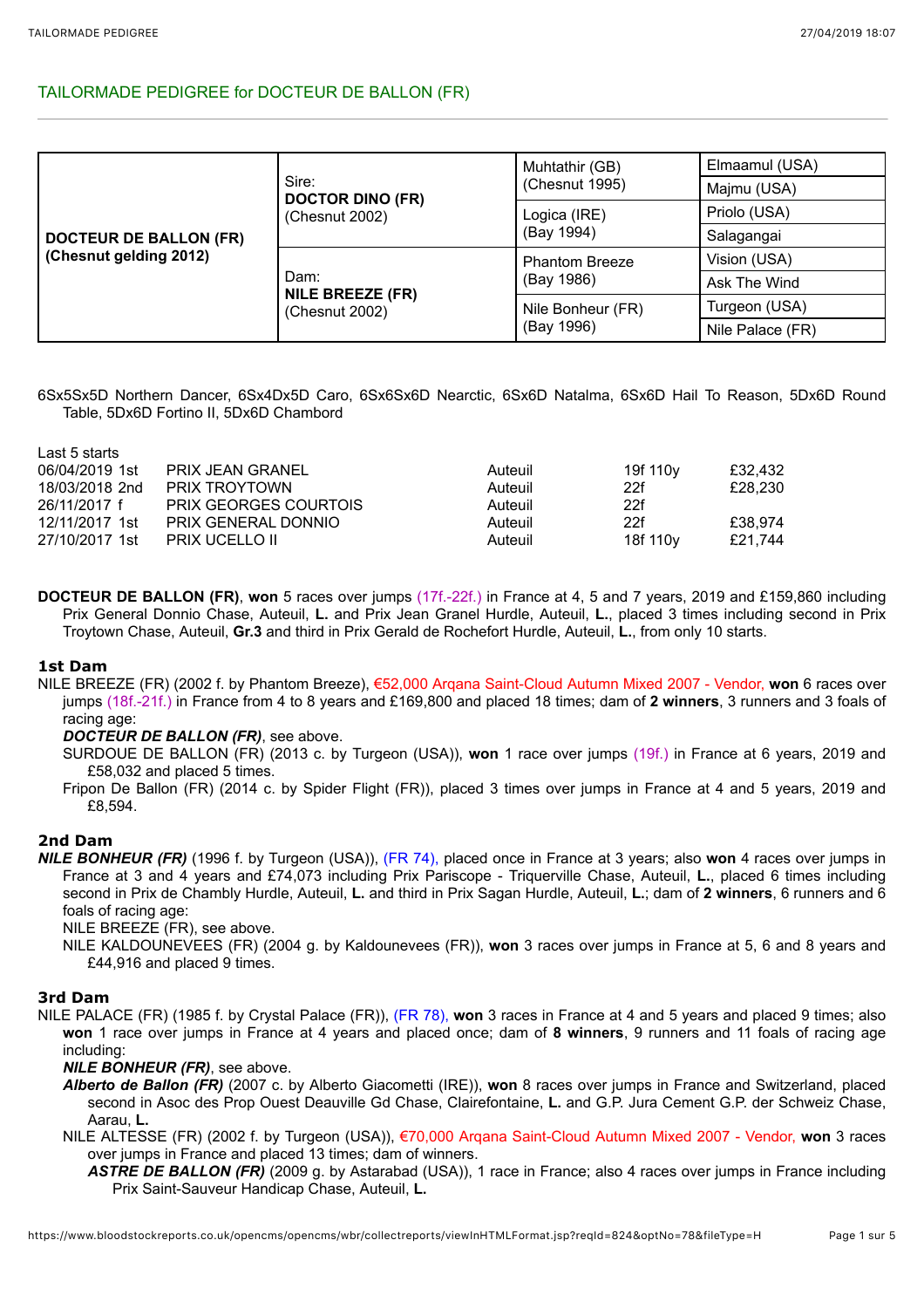## TAILORMADE PEDIGREE for DOCTEUR DE BALLON (FR)

| | | | |
|---|---|---|---|
| **DOCTEUR DE BALLON (FR) (Chesnut gelding 2012)** | Sire: **DOCTOR DINO (FR)** (Chesnut 2002) | Muhtathir (GB) (Chesnut 1995) | Elmaamul (USA) |
| | | | Majmu (USA) |
| | | Logica (IRE) (Bay 1994) | Priolo (USA) |
| | | | Salagangai |
| | Dam: **NILE BREEZE (FR)** (Chesnut 2002) | Phantom Breeze (Bay 1986) | Vision (USA) |
| | | | Ask The Wind |
| | | Nile Bonheur (FR) (Bay 1996) | Turgeon (USA) |
| | | | Nile Palace (FR) |

6Sx5Sx5D Northern Dancer, 6Sx4Dx5D Caro, 6Sx6Sx6D Nearctic, 6Sx6D Natalma, 6Sx6D Hail To Reason, 5Dx6D Round Table, 5Dx6D Fortino II, 5Dx6D Chambord

Last 5 starts

| | | | | |
|---|---|---|---|---|
| 06/04/2019 1st | PRIX JEAN GRANEL | Auteuil | 19f 110y | £32,432 |
| 18/03/2018 2nd | PRIX TROYTOWN | Auteuil | 22f | £28,230 |
| 26/11/2017 f | PRIX GEORGES COURTOIS | Auteuil | 22f | |
| 12/11/2017 1st | PRIX GENERAL DONNIO | Auteuil | 22f | £38,974 |
| 27/10/2017 1st | PRIX UCELLO II | Auteuil | 18f 110y | £21,744 |

**DOCTEUR DE BALLON (FR)**, **won** 5 races over jumps (17f.-22f.) in France at 4, 5 and 7 years, 2019 and £159,860 including Prix General Donnio Chase, Auteuil, **L.** and Prix Jean Granel Hurdle, Auteuil, **L.**, placed 3 times including second in Prix Troytown Chase, Auteuil, **Gr.3** and third in Prix Gerald de Rochefort Hurdle, Auteuil, **L.**, from only 10 starts.

### 1st Dam

NILE BREEZE (FR) (2002 f. by Phantom Breeze), €52,000 Arqana Saint-Cloud Autumn Mixed 2007 - Vendor, **won** 6 races over jumps (18f.-21f.) in France from 4 to 8 years and £169,800 and placed 18 times; dam of **2 winners**, 3 runners and 3 foals of racing age:

- ***DOCTEUR DE BALLON (FR)***, see above.
- SURDOUE DE BALLON (FR) (2013 c. by Turgeon (USA)), **won** 1 race over jumps (19f.) in France at 6 years, 2019 and £58,032 and placed 5 times.
- Fripon De Ballon (FR) (2014 c. by Spider Flight (FR)), placed 3 times over jumps in France at 4 and 5 years, 2019 and £8,594.

### 2nd Dam

***NILE BONHEUR (FR)*** (1996 f. by Turgeon (USA)), (FR 74), placed once in France at 3 years; also **won** 4 races over jumps in France at 3 and 4 years and £74,073 including Prix Pariscope - Triquerville Chase, Auteuil, **L.**, placed 6 times including second in Prix de Chambly Hurdle, Auteuil, **L.** and third in Prix Sagan Hurdle, Auteuil, **L.**; dam of **2 winners**, 6 runners and 6 foals of racing age:

- NILE BREEZE (FR), see above.
- NILE KALDOUNEVEES (FR) (2004 g. by Kaldounevees (FR)), **won** 3 races over jumps in France at 5, 6 and 8 years and £44,916 and placed 9 times.

### 3rd Dam

NILE PALACE (FR) (1985 f. by Crystal Palace (FR)), (FR 78), **won** 3 races in France at 4 and 5 years and placed 9 times; also **won** 1 race over jumps in France at 4 years and placed once; dam of **8 winners**, 9 runners and 11 foals of racing age including:

- ***NILE BONHEUR (FR)***, see above.
- ***Alberto de Ballon (FR)*** (2007 c. by Alberto Giacometti (IRE)), **won** 8 races over jumps in France and Switzerland, placed second in Asoc des Prop Ouest Deauville Gd Chase, Clairefontaine, **L.** and G.P. Jura Cement G.P. der Schweiz Chase, Aarau, **L.**
- NILE ALTESSE (FR) (2002 f. by Turgeon (USA)), €70,000 Arqana Saint-Cloud Autumn Mixed 2007 - Vendor, **won** 3 races over jumps in France and placed 13 times; dam of winners.
  - ***ASTRE DE BALLON (FR)*** (2009 g. by Astarabad (USA)), 1 race in France; also 4 races over jumps in France including Prix Saint-Sauveur Handicap Chase, Auteuil, **L.**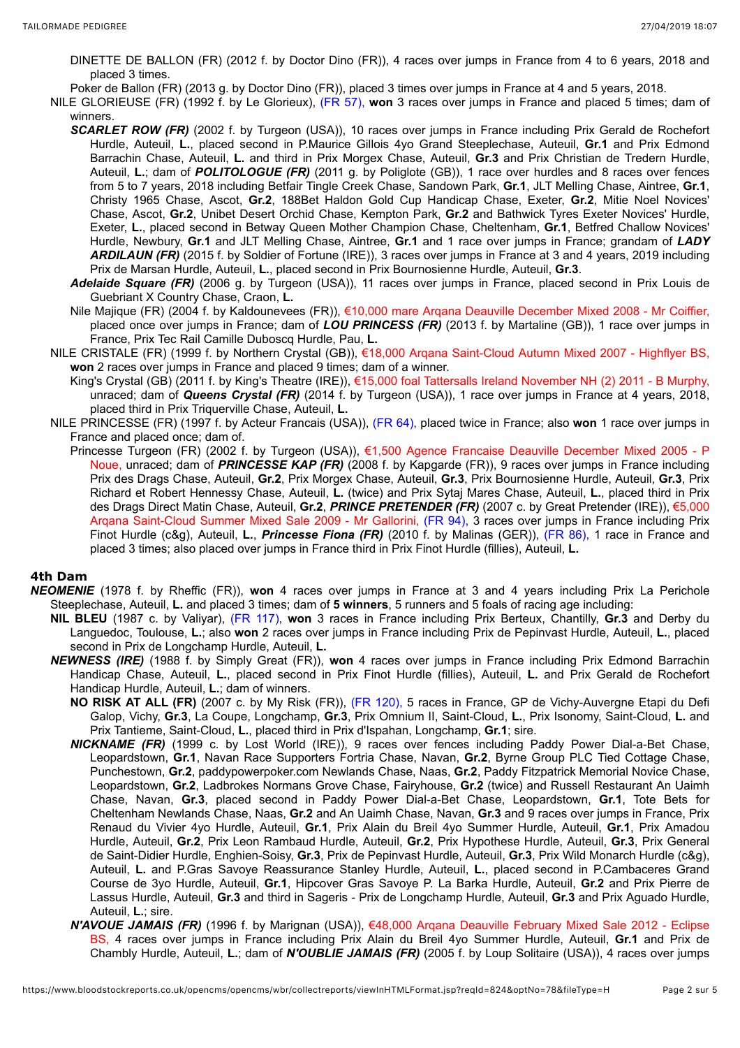DINETTE DE BALLON (FR) (2012 f. by Doctor Dino (FR)), 4 races over jumps in France from 4 to 6 years, 2018 and placed 3 times.

Poker de Ballon (FR) (2013 g. by Doctor Dino (FR)), placed 3 times over jumps in France at 4 and 5 years, 2018.

NILE GLORIEUSE (FR) (1992 f. by Le Glorieux), (FR 57), **won** 3 races over jumps in France and placed 5 times; dam of winners.

***SCARLET ROW (FR)*** (2002 f. by Turgeon (USA)), 10 races over jumps in France including Prix Gerald de Rochefort Hurdle, Auteuil, **L.**, placed second in P.Maurice Gillois 4yo Grand Steeplechase, Auteuil, **Gr.1** and Prix Edmond Barrachin Chase, Auteuil, **L.** and third in Prix Morgex Chase, Auteuil, **Gr.3** and Prix Christian de Tredern Hurdle, Auteuil, **L.**; dam of ***POLITOLOGUE (FR)*** (2011 g. by Poliglote (GB)), 1 race over hurdles and 8 races over fences from 5 to 7 years, 2018 including Betfair Tingle Creek Chase, Sandown Park, **Gr.1**, JLT Melling Chase, Aintree, **Gr.1**, Christy 1965 Chase, Ascot, **Gr.2**, 188Bet Haldon Gold Cup Handicap Chase, Exeter, **Gr.2**, Mitie Noel Novices' Chase, Ascot, **Gr.2**, Unibet Desert Orchid Chase, Kempton Park, **Gr.2** and Bathwick Tyres Exeter Novices' Hurdle, Exeter, **L.**, placed second in Betway Queen Mother Champion Chase, Cheltenham, **Gr.1**, Betfred Challow Novices' Hurdle, Newbury, **Gr.1** and JLT Melling Chase, Aintree, **Gr.1** and 1 race over jumps in France; grandam of ***LADY ARDILAUN (FR)*** (2015 f. by Soldier of Fortune (IRE)), 3 races over jumps in France at 3 and 4 years, 2019 including Prix de Marsan Hurdle, Auteuil, **L.**, placed second in Prix Bournosienne Hurdle, Auteuil, **Gr.3**.

***Adelaide Square (FR)*** (2006 g. by Turgeon (USA)), 11 races over jumps in France, placed second in Prix Louis de Guebriant X Country Chase, Craon, **L.**

Nile Majique (FR) (2004 f. by Kaldounevees (FR)), €10,000 mare Arqana Deauville December Mixed 2008 - Mr Coiffier, placed once over jumps in France; dam of ***LOU PRINCESS (FR)*** (2013 f. by Martaline (GB)), 1 race over jumps in France, Prix Tec Rail Camille Duboscq Hurdle, Pau, **L.**

NILE CRISTALE (FR) (1999 f. by Northern Crystal (GB)), €18,000 Arqana Saint-Cloud Autumn Mixed 2007 - Highflyer BS, **won** 2 races over jumps in France and placed 9 times; dam of a winner.

King's Crystal (GB) (2011 f. by King's Theatre (IRE)), €15,000 foal Tattersalls Ireland November NH (2) 2011 - B Murphy, unraced; dam of ***Queens Crystal (FR)*** (2014 f. by Turgeon (USA)), 1 race over jumps in France at 4 years, 2018, placed third in Prix Triquerville Chase, Auteuil, **L.**

NILE PRINCESSE (FR) (1997 f. by Acteur Francais (USA)), (FR 64), placed twice in France; also **won** 1 race over jumps in France and placed once; dam of.

Princesse Turgeon (FR) (2002 f. by Turgeon (USA)), €1,500 Agence Francaise Deauville December Mixed 2005 - P Noue, unraced; dam of ***PRINCESSE KAP (FR)*** (2008 f. by Kapgarde (FR)), 9 races over jumps in France including Prix des Drags Chase, Auteuil, **Gr.2**, Prix Morgex Chase, Auteuil, **Gr.3**, Prix Bournosienne Hurdle, Auteuil, **Gr.3**, Prix Richard et Robert Hennessy Chase, Auteuil, **L.** (twice) and Prix Sytaj Mares Chase, Auteuil, **L.**, placed third in Prix des Drags Direct Matin Chase, Auteuil, **Gr.2**, ***PRINCE PRETENDER (FR)*** (2007 c. by Great Pretender (IRE)), €5,000 Arqana Saint-Cloud Summer Mixed Sale 2009 - Mr Gallorini, (FR 94), 3 races over jumps in France including Prix Finot Hurdle (c&g), Auteuil, **L.**, ***Princesse Fiona (FR)*** (2010 f. by Malinas (GER)), (FR 86), 1 race in France and placed 3 times; also placed over jumps in France third in Prix Finot Hurdle (fillies), Auteuil, **L.**

## 4th Dam

***NEOMENIE*** (1978 f. by Rheffic (FR)), **won** 4 races over jumps in France at 3 and 4 years including Prix La Perichole Steeplechase, Auteuil, **L.** and placed 3 times; dam of **5 winners**, 5 runners and 5 foals of racing age including:

**NIL BLEU** (1987 c. by Valiyar), (FR 117), **won** 3 races in France including Prix Berteux, Chantilly, **Gr.3** and Derby du Languedoc, Toulouse, **L.**; also **won** 2 races over jumps in France including Prix de Pepinvast Hurdle, Auteuil, **L.**, placed second in Prix de Longchamp Hurdle, Auteuil, **L.**

***NEWNESS (IRE)*** (1988 f. by Simply Great (FR)), **won** 4 races over jumps in France including Prix Edmond Barrachin Handicap Chase, Auteuil, **L.**, placed second in Prix Finot Hurdle (fillies), Auteuil, **L.** and Prix Gerald de Rochefort Handicap Hurdle, Auteuil, **L.**; dam of winners.

**NO RISK AT ALL (FR)** (2007 c. by My Risk (FR)), (FR 120), 5 races in France, GP de Vichy-Auvergne Etapi du Defi Galop, Vichy, **Gr.3**, La Coupe, Longchamp, **Gr.3**, Prix Omnium II, Saint-Cloud, **L.**, Prix Isonomy, Saint-Cloud, **L.** and Prix Tantieme, Saint-Cloud, **L.**, placed third in Prix d'Ispahan, Longchamp, **Gr.1**; sire.

***NICKNAME (FR)*** (1999 c. by Lost World (IRE)), 9 races over fences including Paddy Power Dial-a-Bet Chase, Leopardstown, **Gr.1**, Navan Race Supporters Fortria Chase, Navan, **Gr.2**, Byrne Group PLC Tied Cottage Chase, Punchestown, **Gr.2**, paddypowerpoker.com Newlands Chase, Naas, **Gr.2**, Paddy Fitzpatrick Memorial Novice Chase, Leopardstown, **Gr.2**, Ladbrokes Normans Grove Chase, Fairyhouse, **Gr.2** (twice) and Russell Restaurant An Uaimh Chase, Navan, **Gr.3**, placed second in Paddy Power Dial-a-Bet Chase, Leopardstown, **Gr.1**, Tote Bets for Cheltenham Newlands Chase, Naas, **Gr.2** and An Uaimh Chase, Navan, **Gr.3** and 9 races over jumps in France, Prix Renaud du Vivier 4yo Hurdle, Auteuil, **Gr.1**, Prix Alain du Breil 4yo Summer Hurdle, Auteuil, **Gr.1**, Prix Amadou Hurdle, Auteuil, **Gr.2**, Prix Leon Rambaud Hurdle, Auteuil, **Gr.2**, Prix Hypothese Hurdle, Auteuil, **Gr.3**, Prix General de Saint-Didier Hurdle, Enghien-Soisy, **Gr.3**, Prix de Pepinvast Hurdle, Auteuil, **Gr.3**, Prix Wild Monarch Hurdle (c&g), Auteuil, **L.** and P.Gras Savoye Reassurance Stanley Hurdle, Auteuil, **L.**, placed second in P.Cambaceres Grand Course de 3yo Hurdle, Auteuil, **Gr.1**, Hipcover Gras Savoye P. La Barka Hurdle, Auteuil, **Gr.2** and Prix Pierre de Lassus Hurdle, Auteuil, **Gr.3** and third in Sageris - Prix de Longchamp Hurdle, Auteuil, **Gr.3** and Prix Aguado Hurdle, Auteuil, **L.**; sire.

***N'AVOUE JAMAIS (FR)*** (1996 f. by Marignan (USA)), €48,000 Arqana Deauville February Mixed Sale 2012 - Eclipse BS, 4 races over jumps in France including Prix Alain du Breil 4yo Summer Hurdle, Auteuil, **Gr.1** and Prix de Chambly Hurdle, Auteuil, **L.**; dam of ***N'OUBLIE JAMAIS (FR)*** (2005 f. by Loup Solitaire (USA)), 4 races over jumps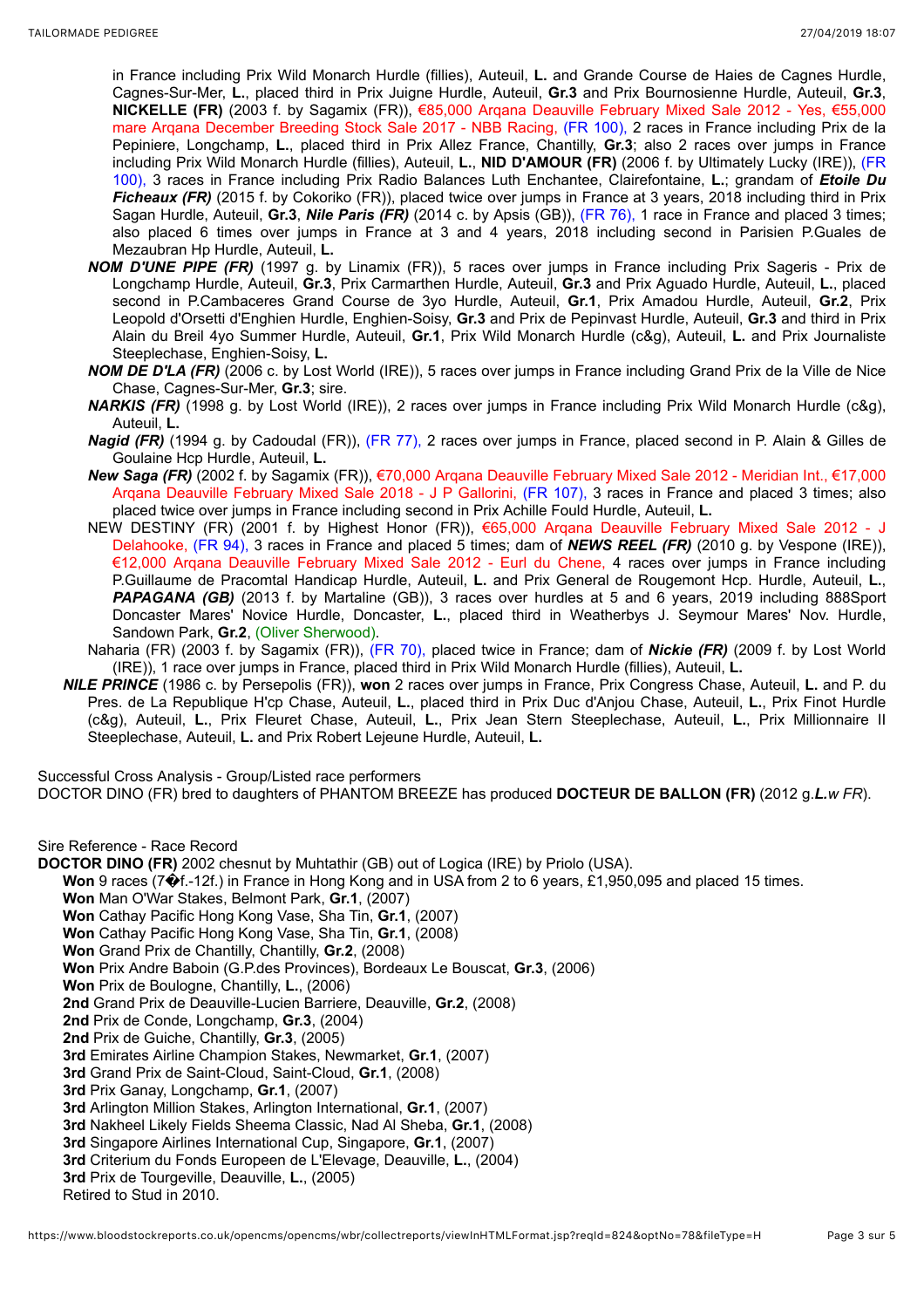in France including Prix Wild Monarch Hurdle (fillies), Auteuil, **L.** and Grande Course de Haies de Cagnes Hurdle, Cagnes-Sur-Mer, **L.**, placed third in Prix Juigne Hurdle, Auteuil, **Gr.3** and Prix Bournosienne Hurdle, Auteuil, **Gr.3**, **NICKELLE (FR)** (2003 f. by Sagamix (FR)), €85,000 Arqana Deauville February Mixed Sale 2012 - Yes, €55,000 mare Arqana December Breeding Stock Sale 2017 - NBB Racing, (FR 100), 2 races in France including Prix de la Pepiniere, Longchamp, **L.**, placed third in Prix Allez France, Chantilly, **Gr.3**; also 2 races over jumps in France including Prix Wild Monarch Hurdle (fillies), Auteuil, **L.**, **NID D'AMOUR (FR)** (2006 f. by Ultimately Lucky (IRE)), (FR 100), 3 races in France including Prix Radio Balances Luth Enchantee, Clairefontaine, **L.**; grandam of ***Etoile Du Ficheaux (FR)*** (2015 f. by Cokoriko (FR)), placed twice over jumps in France at 3 years, 2018 including third in Prix Sagan Hurdle, Auteuil, **Gr.3**, ***Nile Paris (FR)*** (2014 c. by Apsis (GB)), (FR 76), 1 race in France and placed 3 times; also placed 6 times over jumps in France at 3 and 4 years, 2018 including second in Parisien P.Guales de Mezaubran Hp Hurdle, Auteuil, **L.**

***NOM D'UNE PIPE (FR)*** (1997 g. by Linamix (FR)), 5 races over jumps in France including Prix Sageris - Prix de Longchamp Hurdle, Auteuil, **Gr.3**, Prix Carmarthen Hurdle, Auteuil, **Gr.3** and Prix Aguado Hurdle, Auteuil, **L.**, placed second in P.Cambaceres Grand Course de 3yo Hurdle, Auteuil, **Gr.1**, Prix Amadou Hurdle, Auteuil, **Gr.2**, Prix Leopold d'Orsetti d'Enghien Hurdle, Enghien-Soisy, **Gr.3** and Prix de Pepinvast Hurdle, Auteuil, **Gr.3** and third in Prix Alain du Breil 4yo Summer Hurdle, Auteuil, **Gr.1**, Prix Wild Monarch Hurdle (c&g), Auteuil, **L.** and Prix Journaliste Steeplechase, Enghien-Soisy, **L.**

***NOM DE D'LA (FR)*** (2006 c. by Lost World (IRE)), 5 races over jumps in France including Grand Prix de la Ville de Nice Chase, Cagnes-Sur-Mer, **Gr.3**; sire.

***NARKIS (FR)*** (1998 g. by Lost World (IRE)), 2 races over jumps in France including Prix Wild Monarch Hurdle (c&g), Auteuil, **L.**

***Nagid (FR)*** (1994 g. by Cadoudal (FR)), (FR 77), 2 races over jumps in France, placed second in P. Alain & Gilles de Goulaine Hcp Hurdle, Auteuil, **L.**

***New Saga (FR)*** (2002 f. by Sagamix (FR)), €70,000 Arqana Deauville February Mixed Sale 2012 - Meridian Int., €17,000 Arqana Deauville February Mixed Sale 2018 - J P Gallorini, (FR 107), 3 races in France and placed 3 times; also placed twice over jumps in France including second in Prix Achille Fould Hurdle, Auteuil, **L.**

NEW DESTINY (FR) (2001 f. by Highest Honor (FR)), €65,000 Arqana Deauville February Mixed Sale 2012 - J Delahooke, (FR 94), 3 races in France and placed 5 times; dam of ***NEWS REEL (FR)*** (2010 g. by Vespone (IRE)), €12,000 Arqana Deauville February Mixed Sale 2012 - Eurl du Chene, 4 races over jumps in France including P.Guillaume de Pracomtal Handicap Hurdle, Auteuil, **L.** and Prix General de Rougemont Hcp. Hurdle, Auteuil, **L.**, ***PAPAGANA (GB)*** (2013 f. by Martaline (GB)), 3 races over hurdles at 5 and 6 years, 2019 including 888Sport Doncaster Mares' Novice Hurdle, Doncaster, **L.**, placed third in Weatherbys J. Seymour Mares' Nov. Hurdle, Sandown Park, **Gr.2**, (Oliver Sherwood).

Naharia (FR) (2003 f. by Sagamix (FR)), (FR 70), placed twice in France; dam of ***Nickie (FR)*** (2009 f. by Lost World (IRE)), 1 race over jumps in France, placed third in Prix Wild Monarch Hurdle (fillies), Auteuil, **L.**

***NILE PRINCE*** (1986 c. by Persepolis (FR)), **won** 2 races over jumps in France, Prix Congress Chase, Auteuil, **L.** and P. du Pres. de La Republique H'cp Chase, Auteuil, **L.**, placed third in Prix Duc d'Anjou Chase, Auteuil, **L.**, Prix Finot Hurdle (c&g), Auteuil, **L.**, Prix Fleuret Chase, Auteuil, **L.**, Prix Jean Stern Steeplechase, Auteuil, **L.**, Prix Millionnaire II Steeplechase, Auteuil, **L.** and Prix Robert Lejeune Hurdle, Auteuil, **L.**

Successful Cross Analysis - Group/Listed race performers

DOCTOR DINO (FR) bred to daughters of PHANTOM BREEZE has produced **DOCTEUR DE BALLON (FR)** (2012 g.***L.w*** *FR*).

Sire Reference - Race Record

**DOCTOR DINO (FR)** 2002 chesnut by Muhtathir (GB) out of Logica (IRE) by Priolo (USA).

- **Won** 9 races (7�f.-12f.) in France in Hong Kong and in USA from 2 to 6 years, £1,950,095 and placed 15 times.
- **Won** Man O'War Stakes, Belmont Park, **Gr.1**, (2007)
- **Won** Cathay Pacific Hong Kong Vase, Sha Tin, **Gr.1**, (2007)
- **Won** Cathay Pacific Hong Kong Vase, Sha Tin, **Gr.1**, (2008)
- **Won** Grand Prix de Chantilly, Chantilly, **Gr.2**, (2008)
- **Won** Prix Andre Baboin (G.P.des Provinces), Bordeaux Le Bouscat, **Gr.3**, (2006)
- **Won** Prix de Boulogne, Chantilly, **L.**, (2006)
- **2nd** Grand Prix de Deauville-Lucien Barriere, Deauville, **Gr.2**, (2008)
- **2nd** Prix de Conde, Longchamp, **Gr.3**, (2004)
- **2nd** Prix de Guiche, Chantilly, **Gr.3**, (2005)
- **3rd** Emirates Airline Champion Stakes, Newmarket, **Gr.1**, (2007)
- **3rd** Grand Prix de Saint-Cloud, Saint-Cloud, **Gr.1**, (2008)
- **3rd** Prix Ganay, Longchamp, **Gr.1**, (2007)
- **3rd** Arlington Million Stakes, Arlington International, **Gr.1**, (2007)
- **3rd** Nakheel Likely Fields Sheema Classic, Nad Al Sheba, **Gr.1**, (2008)
- **3rd** Singapore Airlines International Cup, Singapore, **Gr.1**, (2007)
- **3rd** Criterium du Fonds Europeen de L'Elevage, Deauville, **L.**, (2004)
- **3rd** Prix de Tourgeville, Deauville, **L.**, (2005)
- Retired to Stud in 2010.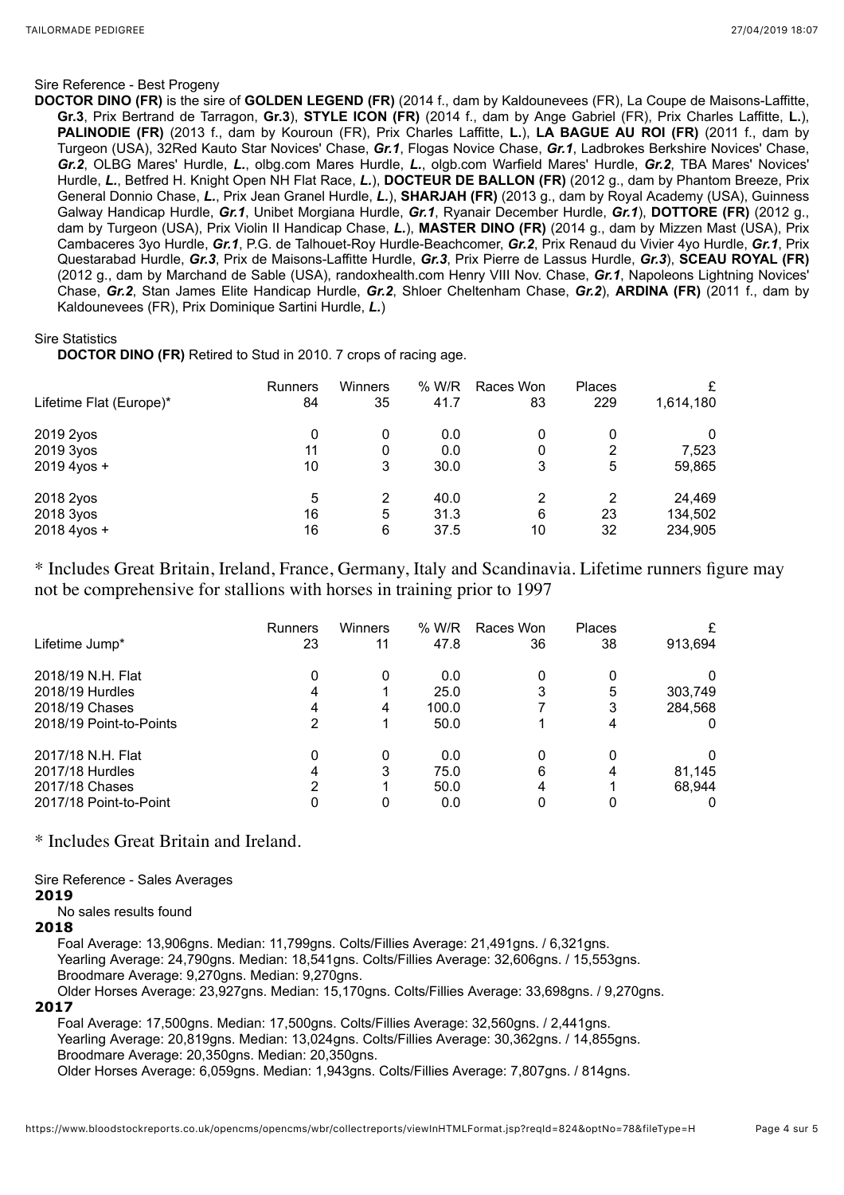Sire Reference - Best Progeny

**DOCTOR DINO (FR)** is the sire of **GOLDEN LEGEND (FR)** (2014 f., dam by Kaldounevees (FR), La Coupe de Maisons-Laffitte, **Gr.3**, Prix Bertrand de Tarragon, **Gr.3**), **STYLE ICON (FR)** (2014 f., dam by Ange Gabriel (FR), Prix Charles Laffitte, **L.**), **PALINODIE (FR)** (2013 f., dam by Kouroun (FR), Prix Charles Laffitte, **L.**), **LA BAGUE AU ROI (FR)** (2011 f., dam by Turgeon (USA), 32Red Kauto Star Novices' Chase, ***Gr.1***, Flogas Novice Chase, ***Gr.1***, Ladbrokes Berkshire Novices' Chase, ***Gr.2***, OLBG Mares' Hurdle, ***L.***, olbg.com Mares Hurdle, ***L.***, olgb.com Warfield Mares' Hurdle, ***Gr.2***, TBA Mares' Novices' Hurdle, ***L.***, Betfred H. Knight Open NH Flat Race, ***L.***), **DOCTEUR DE BALLON (FR)** (2012 g., dam by Phantom Breeze, Prix General Donnio Chase, ***L.***, Prix Jean Granel Hurdle, ***L.***), **SHARJAH (FR)** (2013 g., dam by Royal Academy (USA), Guinness Galway Handicap Hurdle, ***Gr.1***, Unibet Morgiana Hurdle, ***Gr.1***, Ryanair December Hurdle, ***Gr.1***), **DOTTORE (FR)** (2012 g., dam by Turgeon (USA), Prix Violin II Handicap Chase, ***L.***), **MASTER DINO (FR)** (2014 g., dam by Mizzen Mast (USA), Prix Cambaceres 3yo Hurdle, ***Gr.1***, P.G. de Talhouet-Roy Hurdle-Beachcomer, ***Gr.2***, Prix Renaud du Vivier 4yo Hurdle, ***Gr.1***, Prix Questarabad Hurdle, ***Gr.3***, Prix de Maisons-Laffitte Hurdle, ***Gr.3***, Prix Pierre de Lassus Hurdle, ***Gr.3***), **SCEAU ROYAL (FR)** (2012 g., dam by Marchand de Sable (USA), randoxhealth.com Henry VIII Nov. Chase, ***Gr.1***, Napoleons Lightning Novices' Chase, ***Gr.2***, Stan James Elite Handicap Hurdle, ***Gr.2***, Shloer Cheltenham Chase, ***Gr.2***), **ARDINA (FR)** (2011 f., dam by Kaldounevees (FR), Prix Dominique Sartini Hurdle, ***L.***)

Sire Statistics

**DOCTOR DINO (FR)** Retired to Stud in 2010. 7 crops of racing age.

| | Runners | Winners | % W/R | Races Won | Places | £ |
|---|---|---|---|---|---|---|
| Lifetime Flat (Europe)* | 84 | 35 | 41.7 | 83 | 229 | 1,614,180 |
| 2019 2yos | 0 | 0 | 0.0 | 0 | 0 | 0 |
| 2019 3yos | 11 | 0 | 0.0 | 0 | 2 | 7,523 |
| 2019 4yos + | 10 | 3 | 30.0 | 3 | 5 | 59,865 |
| 2018 2yos | 5 | 2 | 40.0 | 2 | 2 | 24,469 |
| 2018 3yos | 16 | 5 | 31.3 | 6 | 23 | 134,502 |
| 2018 4yos + | 16 | 6 | 37.5 | 10 | 32 | 234,905 |

\* Includes Great Britain, Ireland, France, Germany, Italy and Scandinavia. Lifetime runners figure may not be comprehensive for stallions with horses in training prior to 1997

| | Runners | Winners | % W/R | Races Won | Places | £ |
|---|---|---|---|---|---|---|
| Lifetime Jump* | 23 | 11 | 47.8 | 36 | 38 | 913,694 |
| 2018/19 N.H. Flat | 0 | 0 | 0.0 | 0 | 0 | 0 |
| 2018/19 Hurdles | 4 | 1 | 25.0 | 3 | 5 | 303,749 |
| 2018/19 Chases | 4 | 4 | 100.0 | 7 | 3 | 284,568 |
| 2018/19 Point-to-Points | 2 | 1 | 50.0 | 1 | 4 | 0 |
| 2017/18 N.H. Flat | 0 | 0 | 0.0 | 0 | 0 | 0 |
| 2017/18 Hurdles | 4 | 3 | 75.0 | 6 | 4 | 81,145 |
| 2017/18 Chases | 2 | 1 | 50.0 | 4 | 1 | 68,944 |
| 2017/18 Point-to-Point | 0 | 0 | 0.0 | 0 | 0 | 0 |

\* Includes Great Britain and Ireland.

Sire Reference - Sales Averages

**2019**

No sales results found

**2018**

Foal Average: 13,906gns. Median: 11,799gns. Colts/Fillies Average: 21,491gns. / 6,321gns.
Yearling Average: 24,790gns. Median: 18,541gns. Colts/Fillies Average: 32,606gns. / 15,553gns.
Broodmare Average: 9,270gns. Median: 9,270gns.
Older Horses Average: 23,927gns. Median: 15,170gns. Colts/Fillies Average: 33,698gns. / 9,270gns.

**2017**

Foal Average: 17,500gns. Median: 17,500gns. Colts/Fillies Average: 32,560gns. / 2,441gns.
Yearling Average: 20,819gns. Median: 13,024gns. Colts/Fillies Average: 30,362gns. / 14,855gns.
Broodmare Average: 20,350gns. Median: 20,350gns.
Older Horses Average: 6,059gns. Median: 1,943gns. Colts/Fillies Average: 7,807gns. / 814gns.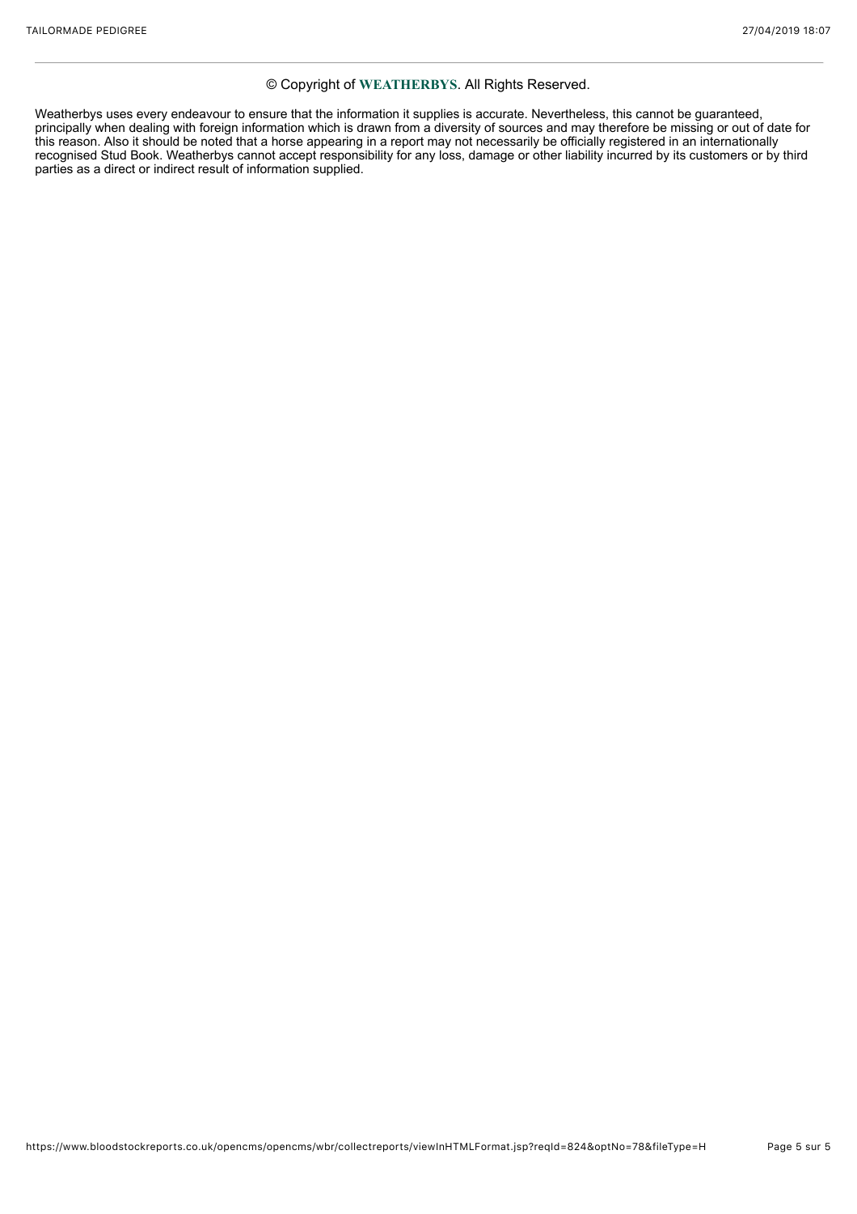© Copyright of **WEATHERBYS**. All Rights Reserved.

Weatherbys uses every endeavour to ensure that the information it supplies is accurate. Nevertheless, this cannot be guaranteed, principally when dealing with foreign information which is drawn from a diversity of sources and may therefore be missing or out of date for this reason. Also it should be noted that a horse appearing in a report may not necessarily be officially registered in an internationally recognised Stud Book. Weatherbys cannot accept responsibility for any loss, damage or other liability incurred by its customers or by third parties as a direct or indirect result of information supplied.